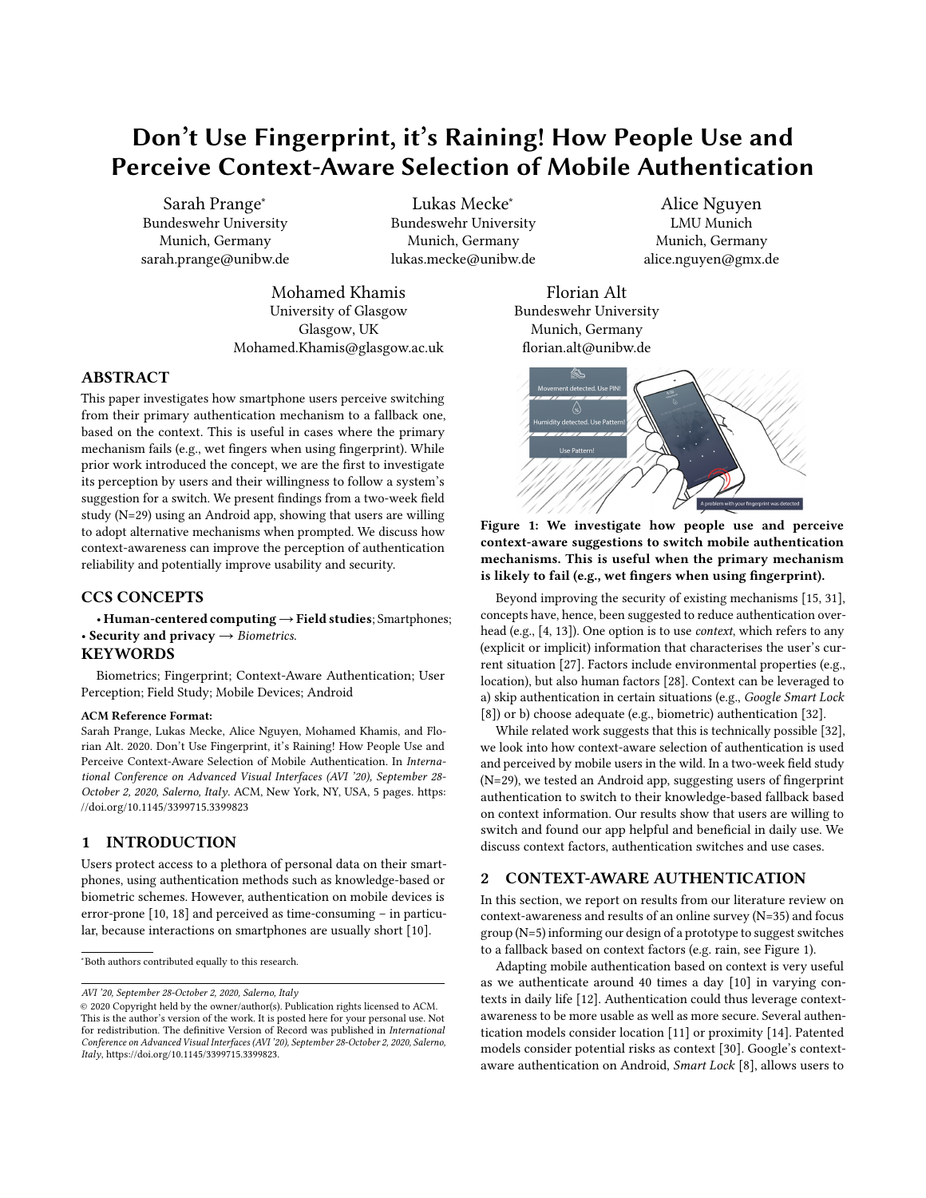# Don't Use Fingerprint, it's Raining! How People Use and Perceive Context-Aware Selection of Mobile Authentication

Sarah Prange*
Bundeswehr University
Munich, Germany
sarah.prange@unibw.de

Lukas Mecke*
Bundeswehr University
Munich, Germany
lukas.mecke@unibw.de

Alice Nguyen
LMU Munich
Munich, Germany
alice.nguyen@gmx.de

Mohamed Khamis
University of Glasgow
Glasgow, UK
Mohamed.Khamis@glasgow.ac.uk

Florian Alt
Bundeswehr University
Munich, Germany
florian.alt@unibw.de

## ABSTRACT

This paper investigates how smartphone users perceive switching from their primary authentication mechanism to a fallback one, based on the context. This is useful in cases where the primary mechanism fails (e.g., wet fingers when using fingerprint). While prior work introduced the concept, we are the first to investigate its perception by users and their willingness to follow a system's suggestion for a switch. We present findings from a two-week field study (N=29) using an Android app, showing that users are willing to adopt alternative mechanisms when prompted. We discuss how context-awareness can improve the perception of authentication reliability and potentially improve usability and security.

## CCS CONCEPTS

• **Human-centered computing** → **Field studies**; Smartphones; • **Security and privacy** → *Biometrics*.

## KEYWORDS

Biometrics; Fingerprint; Context-Aware Authentication; User Perception; Field Study; Mobile Devices; Android

**ACM Reference Format:**
Sarah Prange, Lukas Mecke, Alice Nguyen, Mohamed Khamis, and Florian Alt. 2020. Don't Use Fingerprint, it's Raining! How People Use and Perceive Context-Aware Selection of Mobile Authentication. In *International Conference on Advanced Visual Interfaces (AVI '20), September 28-October 2, 2020, Salerno, Italy.* ACM, New York, NY, USA, 5 pages. https://doi.org/10.1145/3399715.3399823

## 1 INTRODUCTION

Users protect access to a plethora of personal data on their smartphones, using authentication methods such as knowledge-based or biometric schemes. However, authentication on mobile devices is error-prone [10, 18] and perceived as time-consuming – in particular, because interactions on smartphones are usually short [10].

*Both authors contributed equally to this research.

*AVI '20, September 28-October 2, 2020, Salerno, Italy*
© 2020 Copyright held by the owner/author(s). Publication rights licensed to ACM. This is the author's version of the work. It is posted here for your personal use. Not for redistribution. The definitive Version of Record was published in *International Conference on Advanced Visual Interfaces (AVI '20), September 28-October 2, 2020, Salerno, Italy*, https://doi.org/10.1145/3399715.3399823.

Movement detected. Use PIN!

Humidity detected. Use Pattern!

Use Pattern!

A problem with your fingerprint was detected

**Figure 1: We investigate how people use and perceive context-aware suggestions to switch mobile authentication mechanisms. This is useful when the primary mechanism is likely to fail (e.g., wet fingers when using fingerprint).**

Beyond improving the security of existing mechanisms [15, 31], concepts have, hence, been suggested to reduce authentication overhead (e.g., [4, 13]). One option is to use *context*, which refers to any (explicit or implicit) information that characterises the user's current situation [27]. Factors include environmental properties (e.g., location), but also human factors [28]. Context can be leveraged to a) skip authentication in certain situations (e.g., *Google Smart Lock* [8]) or b) choose adequate (e.g., biometric) authentication [32].

While related work suggests that this is technically possible [32], we look into how context-aware selection of authentication is used and perceived by mobile users in the wild. In a two-week field study (N=29), we tested an Android app, suggesting users of fingerprint authentication to switch to their knowledge-based fallback based on context information. Our results show that users are willing to switch and found our app helpful and beneficial in daily use. We discuss context factors, authentication switches and use cases.

## 2 CONTEXT-AWARE AUTHENTICATION

In this section, we report on results from our literature review on context-awareness and results of an online survey (N=35) and focus group (N=5) informing our design of a prototype to suggest switches to a fallback based on context factors (e.g. rain, see Figure 1).

Adapting mobile authentication based on context is very useful as we authenticate around 40 times a day [10] in varying contexts in daily life [12]. Authentication could thus leverage context-awareness to be more usable as well as more secure. Several authentication models consider location [11] or proximity [14]. Patented models consider potential risks as context [30]. Google's context-aware authentication on Android, *Smart Lock* [8], allows users to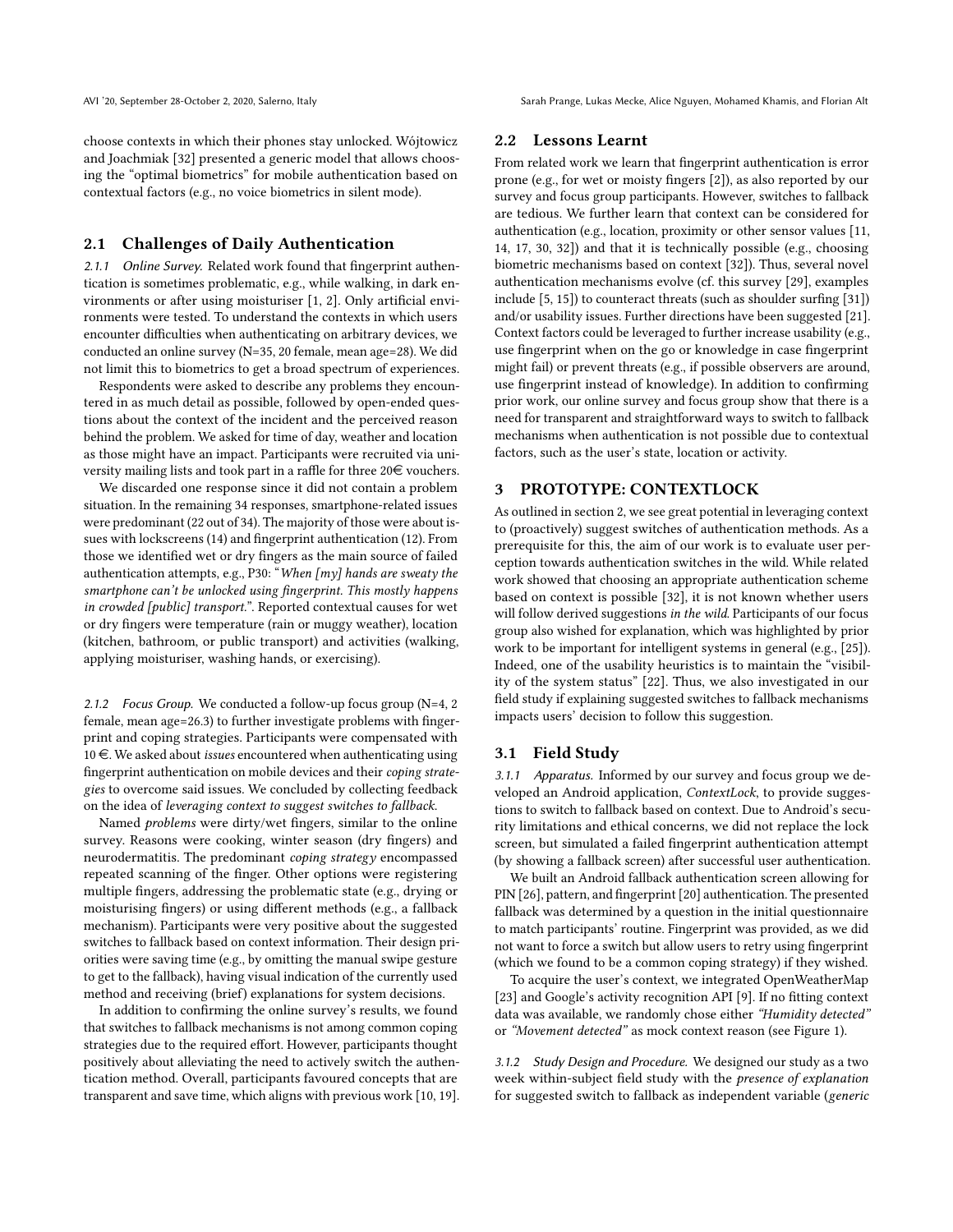choose contexts in which their phones stay unlocked. Wójtowicz and Joachmiak [32] presented a generic model that allows choosing the "optimal biometrics" for mobile authentication based on contextual factors (e.g., no voice biometrics in silent mode).

## 2.1 Challenges of Daily Authentication

*2.1.1 Online Survey.* Related work found that fingerprint authentication is sometimes problematic, e.g., while walking, in dark environments or after using moisturiser [1, 2]. Only artificial environments were tested. To understand the contexts in which users encounter difficulties when authenticating on arbitrary devices, we conducted an online survey (N=35, 20 female, mean age=28). We did not limit this to biometrics to get a broad spectrum of experiences.

Respondents were asked to describe any problems they encountered in as much detail as possible, followed by open-ended questions about the context of the incident and the perceived reason behind the problem. We asked for time of day, weather and location as those might have an impact. Participants were recruited via university mailing lists and took part in a raffle for three 20€ vouchers.

We discarded one response since it did not contain a problem situation. In the remaining 34 responses, smartphone-related issues were predominant (22 out of 34). The majority of those were about issues with lockscreens (14) and fingerprint authentication (12). From those we identified wet or dry fingers as the main source of failed authentication attempts, e.g., P30: "*When [my] hands are sweaty the smartphone can't be unlocked using fingerprint. This mostly happens in crowded [public] transport.*". Reported contextual causes for wet or dry fingers were temperature (rain or muggy weather), location (kitchen, bathroom, or public transport) and activities (walking, applying moisturiser, washing hands, or exercising).

*2.1.2 Focus Group.* We conducted a follow-up focus group (N=4, 2 female, mean age=26.3) to further investigate problems with fingerprint and coping strategies. Participants were compensated with 10 €. We asked about *issues* encountered when authenticating using fingerprint authentication on mobile devices and their *coping strategies* to overcome said issues. We concluded by collecting feedback on the idea of *leveraging context to suggest switches to fallback*.

Named *problems* were dirty/wet fingers, similar to the online survey. Reasons were cooking, winter season (dry fingers) and neurodermatitis. The predominant *coping strategy* encompassed repeated scanning of the finger. Other options were registering multiple fingers, addressing the problematic state (e.g., drying or moisturising fingers) or using different methods (e.g., a fallback mechanism). Participants were very positive about the suggested switches to fallback based on context information. Their design priorities were saving time (e.g., by omitting the manual swipe gesture to get to the fallback), having visual indication of the currently used method and receiving (brief) explanations for system decisions.

In addition to confirming the online survey's results, we found that switches to fallback mechanisms is not among common coping strategies due to the required effort. However, participants thought positively about alleviating the need to actively switch the authentication method. Overall, participants favoured concepts that are transparent and save time, which aligns with previous work [10, 19].

## 2.2 Lessons Learnt

From related work we learn that fingerprint authentication is error prone (e.g., for wet or moisty fingers [2]), as also reported by our survey and focus group participants. However, switches to fallback are tedious. We further learn that context can be considered for authentication (e.g., location, proximity or other sensor values [11, 14, 17, 30, 32]) and that it is technically possible (e.g., choosing biometric mechanisms based on context [32]). Thus, several novel authentication mechanisms evolve (cf. this survey [29], examples include [5, 15]) to counteract threats (such as shoulder surfing [31]) and/or usability issues. Further directions have been suggested [21]. Context factors could be leveraged to further increase usability (e.g., use fingerprint when on the go or knowledge in case fingerprint might fail) or prevent threats (e.g., if possible observers are around, use fingerprint instead of knowledge). In addition to confirming prior work, our online survey and focus group show that there is a need for transparent and straightforward ways to switch to fallback mechanisms when authentication is not possible due to contextual factors, such as the user's state, location or activity.

# 3 PROTOTYPE: CONTEXTLOCK

As outlined in section 2, we see great potential in leveraging context to (proactively) suggest switches of authentication methods. As a prerequisite for this, the aim of our work is to evaluate user perception towards authentication switches in the wild. While related work showed that choosing an appropriate authentication scheme based on context is possible [32], it is not known whether users will follow derived suggestions *in the wild*. Participants of our focus group also wished for explanation, which was highlighted by prior work to be important for intelligent systems in general (e.g., [25]). Indeed, one of the usability heuristics is to maintain the "visibility of the system status" [22]. Thus, we also investigated in our field study if explaining suggested switches to fallback mechanisms impacts users' decision to follow this suggestion.

## 3.1 Field Study

*3.1.1 Apparatus.* Informed by our survey and focus group we developed an Android application, *ContextLock*, to provide suggestions to switch to fallback based on context. Due to Android's security limitations and ethical concerns, we did not replace the lock screen, but simulated a failed fingerprint authentication attempt (by showing a fallback screen) after successful user authentication.

We built an Android fallback authentication screen allowing for PIN [26], pattern, and fingerprint [20] authentication. The presented fallback was determined by a question in the initial questionnaire to match participants' routine. Fingerprint was provided, as we did not want to force a switch but allow users to retry using fingerprint (which we found to be a common coping strategy) if they wished.

To acquire the user's context, we integrated OpenWeatherMap [23] and Google's activity recognition API [9]. If no fitting context data was available, we randomly chose either *"Humidity detected"* or *"Movement detected"* as mock context reason (see Figure 1).

*3.1.2 Study Design and Procedure.* We designed our study as a two week within-subject field study with the *presence of explanation* for suggested switch to fallback as independent variable (*generic*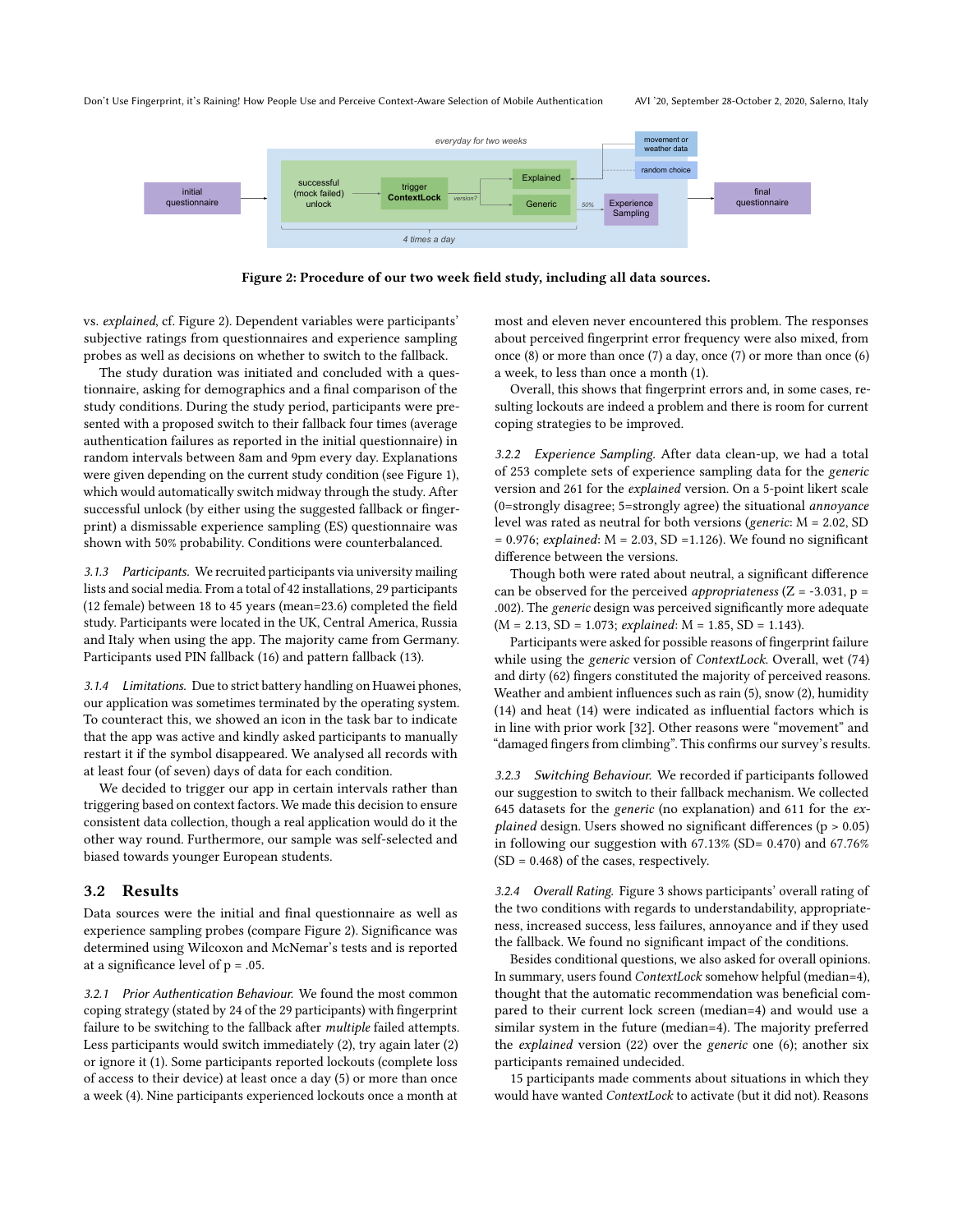Figure 2: Procedure of our two week field study, including all data sources.

vs. *explained*, cf. Figure 2). Dependent variables were participants' subjective ratings from questionnaires and experience sampling probes as well as decisions on whether to switch to the fallback.

The study duration was initiated and concluded with a questionnaire, asking for demographics and a final comparison of the study conditions. During the study period, participants were presented with a proposed switch to their fallback four times (average authentication failures as reported in the initial questionnaire) in random intervals between 8am and 9pm every day. Explanations were given depending on the current study condition (see Figure 1), which would automatically switch midway through the study. After successful unlock (by either using the suggested fallback or fingerprint) a dismissable experience sampling (ES) questionnaire was shown with 50% probability. Conditions were counterbalanced.

*3.1.3 Participants.* We recruited participants via university mailing lists and social media. From a total of 42 installations, 29 participants (12 female) between 18 to 45 years (mean=23.6) completed the field study. Participants were located in the UK, Central America, Russia and Italy when using the app. The majority came from Germany. Participants used PIN fallback (16) and pattern fallback (13).

*3.1.4 Limitations.* Due to strict battery handling on Huawei phones, our application was sometimes terminated by the operating system. To counteract this, we showed an icon in the task bar to indicate that the app was active and kindly asked participants to manually restart it if the symbol disappeared. We analysed all records with at least four (of seven) days of data for each condition.

We decided to trigger our app in certain intervals rather than triggering based on context factors. We made this decision to ensure consistent data collection, though a real application would do it the other way round. Furthermore, our sample was self-selected and biased towards younger European students.

## 3.2 Results

Data sources were the initial and final questionnaire as well as experience sampling probes (compare Figure 2). Significance was determined using Wilcoxon and McNemar's tests and is reported at a significance level of p = .05.

*3.2.1 Prior Authentication Behaviour.* We found the most common coping strategy (stated by 24 of the 29 participants) with fingerprint failure to be switching to the fallback after *multiple* failed attempts. Less participants would switch immediately (2), try again later (2) or ignore it (1). Some participants reported lockouts (complete loss of access to their device) at least once a day (5) or more than once a week (4). Nine participants experienced lockouts once a month at most and eleven never encountered this problem. The responses about perceived fingerprint error frequency were also mixed, from once (8) or more than once (7) a day, once (7) or more than once (6) a week, to less than once a month (1).

Overall, this shows that fingerprint errors and, in some cases, resulting lockouts are indeed a problem and there is room for current coping strategies to be improved.

*3.2.2 Experience Sampling.* After data clean-up, we had a total of 253 complete sets of experience sampling data for the *generic* version and 261 for the *explained* version. On a 5-point likert scale (0=strongly disagree; 5=strongly agree) the situational *annoyance* level was rated as neutral for both versions (*generic*: M = 2.02, SD = 0.976; *explained*: M = 2.03, SD =1.126). We found no significant difference between the versions.

Though both were rated about neutral, a significant difference can be observed for the perceived *appropriateness* (Z = -3.031, p = .002). The *generic* design was perceived significantly more adequate (M = 2.13, SD = 1.073; *explained*: M = 1.85, SD = 1.143).

Participants were asked for possible reasons of fingerprint failure while using the *generic* version of *ContextLock*. Overall, wet (74) and dirty (62) fingers constituted the majority of perceived reasons. Weather and ambient influences such as rain (5), snow (2), humidity (14) and heat (14) were indicated as influential factors which is in line with prior work [32]. Other reasons were "movement" and "damaged fingers from climbing". This confirms our survey's results.

*3.2.3 Switching Behaviour.* We recorded if participants followed our suggestion to switch to their fallback mechanism. We collected 645 datasets for the *generic* (no explanation) and 611 for the *explained* design. Users showed no significant differences (p > 0.05) in following our suggestion with 67.13% (SD= 0.470) and 67.76% (SD = 0.468) of the cases, respectively.

*3.2.4 Overall Rating.* Figure 3 shows participants' overall rating of the two conditions with regards to understandability, appropriateness, increased success, less failures, annoyance and if they used the fallback. We found no significant impact of the conditions.

Besides conditional questions, we also asked for overall opinions. In summary, users found *ContextLock* somehow helpful (median=4), thought that the automatic recommendation was beneficial compared to their current lock screen (median=4) and would use a similar system in the future (median=4). The majority preferred the *explained* version (22) over the *generic* one (6); another six participants remained undecided.

15 participants made comments about situations in which they would have wanted *ContextLock* to activate (but it did not). Reasons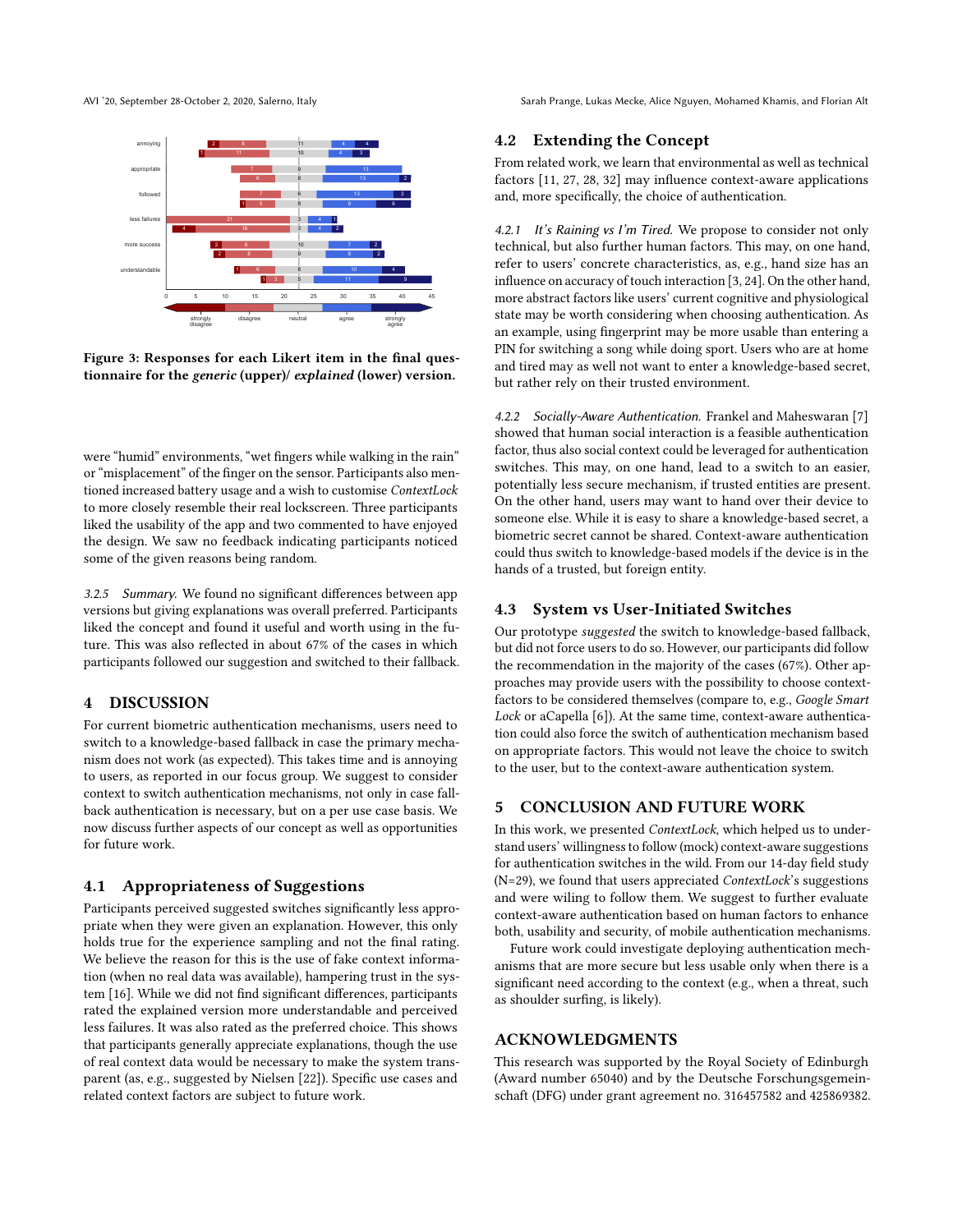Figure 3: Responses for each Likert item in the final questionnaire for the *generic* (upper)/ *explained* (lower) version.

were "humid" environments, "wet fingers while walking in the rain" or "misplacement" of the finger on the sensor. Participants also mentioned increased battery usage and a wish to customise *ContextLock* to more closely resemble their real lockscreen. Three participants liked the usability of the app and two commented to have enjoyed the design. We saw no feedback indicating participants noticed some of the given reasons being random.

*3.2.5 Summary.* We found no significant differences between app versions but giving explanations was overall preferred. Participants liked the concept and found it useful and worth using in the future. This was also reflected in about 67% of the cases in which participants followed our suggestion and switched to their fallback.

## 4 DISCUSSION

For current biometric authentication mechanisms, users need to switch to a knowledge-based fallback in case the primary mechanism does not work (as expected). This takes time and is annoying to users, as reported in our focus group. We suggest to consider context to switch authentication mechanisms, not only in case fallback authentication is necessary, but on a per use case basis. We now discuss further aspects of our concept as well as opportunities for future work.

### 4.1 Appropriateness of Suggestions

Participants perceived suggested switches significantly less appropriate when they were given an explanation. However, this only holds true for the experience sampling and not the final rating. We believe the reason for this is the use of fake context information (when no real data was available), hampering trust in the system [16]. While we did not find significant differences, participants rated the explained version more understandable and perceived less failures. It was also rated as the preferred choice. This shows that participants generally appreciate explanations, though the use of real context data would be necessary to make the system transparent (as, e.g., suggested by Nielsen [22]). Specific use cases and related context factors are subject to future work.

### 4.2 Extending the Concept

From related work, we learn that environmental as well as technical factors [11, 27, 28, 32] may influence context-aware applications and, more specifically, the choice of authentication.

*4.2.1 It's Raining vs I'm Tired.* We propose to consider not only technical, but also further human factors. This may, on one hand, refer to users' concrete characteristics, as, e.g., hand size has an influence on accuracy of touch interaction [3, 24]. On the other hand, more abstract factors like users' current cognitive and physiological state may be worth considering when choosing authentication. As an example, using fingerprint may be more usable than entering a PIN for switching a song while doing sport. Users who are at home and tired may as well not want to enter a knowledge-based secret, but rather rely on their trusted environment.

*4.2.2 Socially-Aware Authentication.* Frankel and Maheswaran [7] showed that human social interaction is a feasible authentication factor, thus also social context could be leveraged for authentication switches. This may, on one hand, lead to a switch to an easier, potentially less secure mechanism, if trusted entities are present. On the other hand, users may want to hand over their device to someone else. While it is easy to share a knowledge-based secret, a biometric secret cannot be shared. Context-aware authentication could thus switch to knowledge-based models if the device is in the hands of a trusted, but foreign entity.

### 4.3 System vs User-Initiated Switches

Our prototype *suggested* the switch to knowledge-based fallback, but did not force users to do so. However, our participants did follow the recommendation in the majority of the cases (67%). Other approaches may provide users with the possibility to choose context-factors to be considered themselves (compare to, e.g., *Google Smart Lock* or aCapella [6]). At the same time, context-aware authentication could also force the switch of authentication mechanism based on appropriate factors. This would not leave the choice to switch to the user, but to the context-aware authentication system.

## 5 CONCLUSION AND FUTURE WORK

In this work, we presented *ContextLock*, which helped us to understand users' willingness to follow (mock) context-aware suggestions for authentication switches in the wild. From our 14-day field study (N=29), we found that users appreciated *ContextLock*'s suggestions and were wiling to follow them. We suggest to further evaluate context-aware authentication based on human factors to enhance both, usability and security, of mobile authentication mechanisms.

Future work could investigate deploying authentication mechanisms that are more secure but less usable only when there is a significant need according to the context (e.g., when a threat, such as shoulder surfing, is likely).

## ACKNOWLEDGMENTS

This research was supported by the Royal Society of Edinburgh (Award number 65040) and by the Deutsche Forschungsgemeinschaft (DFG) under grant agreement no. 316457582 and 425869382.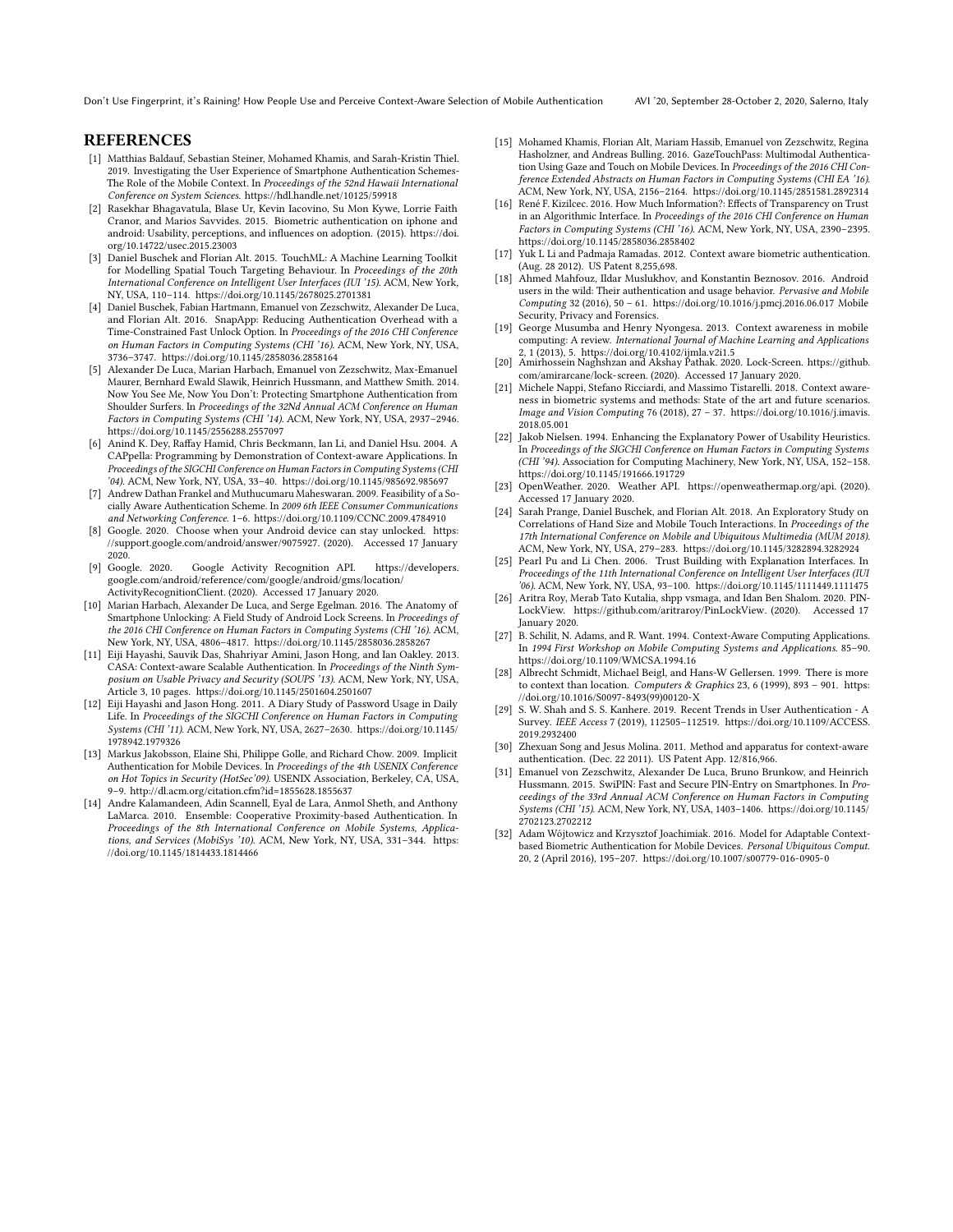## REFERENCES

[1] Matthias Baldauf, Sebastian Steiner, Mohamed Khamis, and Sarah-Kristin Thiel. 2019. Investigating the User Experience of Smartphone Authentication Schemes-The Role of the Mobile Context. In *Proceedings of the 52nd Hawaii International Conference on System Sciences*. https://hdl.handle.net/10125/59918

[2] Rasekhar Bhagavatula, Blase Ur, Kevin Iacovino, Su Mon Kywe, Lorrie Faith Cranor, and Marios Savvides. 2015. Biometric authentication on iphone and android: Usability, perceptions, and influences on adoption. (2015). https://doi.org/10.14722/usec.2015.23003

[3] Daniel Buschek and Florian Alt. 2015. TouchML: A Machine Learning Toolkit for Modelling Spatial Touch Targeting Behaviour. In *Proceedings of the 20th International Conference on Intelligent User Interfaces (IUI '15)*. ACM, New York, NY, USA, 110–114. https://doi.org/10.1145/2678025.2701381

[4] Daniel Buschek, Fabian Hartmann, Emanuel von Zezschwitz, Alexander De Luca, and Florian Alt. 2016. SnapApp: Reducing Authentication Overhead with a Time-Constrained Fast Unlock Option. In *Proceedings of the 2016 CHI Conference on Human Factors in Computing Systems (CHI '16)*. ACM, New York, NY, USA, 3736–3747. https://doi.org/10.1145/2858036.2858164

[5] Alexander De Luca, Marian Harbach, Emanuel von Zezschwitz, Max-Emanuel Maurer, Bernhard Ewald Slawik, Heinrich Hussmann, and Matthew Smith. 2014. Now You See Me, Now You Don't: Protecting Smartphone Authentication from Shoulder Surfers. In *Proceedings of the 32Nd Annual ACM Conference on Human Factors in Computing Systems (CHI '14)*. ACM, New York, NY, USA, 2937–2946. https://doi.org/10.1145/2556288.2557097

[6] Anind K. Dey, Raffay Hamid, Chris Beckmann, Ian Li, and Daniel Hsu. 2004. A CAPpella: Programming by Demonstration of Context-aware Applications. In *Proceedings of the SIGCHI Conference on Human Factors in Computing Systems (CHI '04)*. ACM, New York, NY, USA, 33–40. https://doi.org/10.1145/985692.985697

[7] Andrew Dathan Frankel and Muthucumaru Maheswaran. 2009. Feasibility of a Socially Aware Authentication Scheme. In *2009 6th IEEE Consumer Communications and Networking Conference*. 1–6. https://doi.org/10.1109/CCNC.2009.4784910

[8] Google. 2020. Choose when your Android device can stay unlocked. https://support.google.com/android/answer/9075927. (2020). Accessed 17 January 2020.

[9] Google. 2020. Google Activity Recognition API. https://developers.google.com/android/reference/com/google/android/gms/location/ActivityRecognitionClient. (2020). Accessed 17 January 2020.

[10] Marian Harbach, Alexander De Luca, and Serge Egelman. 2016. The Anatomy of Smartphone Unlocking: A Field Study of Android Lock Screens. In *Proceedings of the 2016 CHI Conference on Human Factors in Computing Systems (CHI '16)*. ACM, New York, NY, USA, 4806–4817. https://doi.org/10.1145/2858036.2858267

[11] Eiji Hayashi, Sauvik Das, Shahriyar Amini, Jason Hong, and Ian Oakley. 2013. CASA: Context-aware Scalable Authentication. In *Proceedings of the Ninth Symposium on Usable Privacy and Security (SOUPS '13)*. ACM, New York, NY, USA, Article 3, 10 pages. https://doi.org/10.1145/2501604.2501607

[12] Eiji Hayashi and Jason Hong. 2011. A Diary Study of Password Usage in Daily Life. In *Proceedings of the SIGCHI Conference on Human Factors in Computing Systems (CHI '11)*. ACM, New York, NY, USA, 2627–2630. https://doi.org/10.1145/1978942.1979326

[13] Markus Jakobsson, Elaine Shi, Philippe Golle, and Richard Chow. 2009. Implicit Authentication for Mobile Devices. In *Proceedings of the 4th USENIX Conference on Hot Topics in Security (HotSec'09)*. USENIX Association, Berkeley, CA, USA, 9–9. http://dl.acm.org/citation.cfm?id=1855628.1855637

[14] Andre Kalamandeen, Adin Scannell, Eyal de Lara, Anmol Sheth, and Anthony LaMarca. 2010. Ensemble: Cooperative Proximity-based Authentication. In *Proceedings of the 8th International Conference on Mobile Systems, Applications, and Services (MobiSys '10)*. ACM, New York, NY, USA, 331–344. https://doi.org/10.1145/1814433.1814466

[15] Mohamed Khamis, Florian Alt, Mariam Hassib, Emanuel von Zezschwitz, Regina Hasholzner, and Andreas Bulling. 2016. GazeTouchPass: Multimodal Authentication Using Gaze and Touch on Mobile Devices. In *Proceedings of the 2016 CHI Conference Extended Abstracts on Human Factors in Computing Systems (CHI EA '16)*. ACM, New York, NY, USA, 2156–2164. https://doi.org/10.1145/2851581.2892314

[16] René F. Kizilcec. 2016. How Much Information?: Effects of Transparency on Trust in an Algorithmic Interface. In *Proceedings of the 2016 CHI Conference on Human Factors in Computing Systems (CHI '16)*. ACM, New York, NY, USA, 2390–2395. https://doi.org/10.1145/2858036.2858402

[17] Yuk L Li and Padmaja Ramadas. 2012. Context aware biometric authentication. (Aug. 28 2012). US Patent 8,255,698.

[18] Ahmed Mahfouz, Ildar Muslukhov, and Konstantin Beznosov. 2016. Android users in the wild: Their authentication and usage behavior. *Pervasive and Mobile Computing* 32 (2016), 50 – 61. https://doi.org/10.1016/j.pmcj.2016.06.017 Mobile Security, Privacy and Forensics.

[19] George Musumba and Henry Nyongesa. 2013. Context awareness in mobile computing: A review. *International Journal of Machine Learning and Applications* 2, 1 (2013), 5. https://doi.org/10.4102/ijmla.v2i1.5

[20] Amirhossein Naghshzan and Akshay Pathak. 2020. Lock-Screen. https://github.com/amirarcane/lock-screen. (2020). Accessed 17 January 2020.

[21] Michele Nappi, Stefano Ricciardi, and Massimo Tistarelli. 2018. Context awareness in biometric systems and methods: State of the art and future scenarios. *Image and Vision Computing* 76 (2018), 27 – 37. https://doi.org/10.1016/j.imavis.2018.05.001

[22] Jakob Nielsen. 1994. Enhancing the Explanatory Power of Usability Heuristics. In *Proceedings of the SIGCHI Conference on Human Factors in Computing Systems (CHI '94)*. Association for Computing Machinery, New York, NY, USA, 152–158. https://doi.org/10.1145/191666.191729

[23] OpenWeather. 2020. Weather API. https://openweathermap.org/api. (2020). Accessed 17 January 2020.

[24] Sarah Prange, Daniel Buschek, and Florian Alt. 2018. An Exploratory Study on Correlations of Hand Size and Mobile Touch Interactions. In *Proceedings of the 17th International Conference on Mobile and Ubiquitous Multimedia (MUM 2018)*. ACM, New York, NY, USA, 279–283. https://doi.org/10.1145/3282894.3282924

[25] Pearl Pu and Li Chen. 2006. Trust Building with Explanation Interfaces. In *Proceedings of the 11th International Conference on Intelligent User Interfaces (IUI '06)*. ACM, New York, NY, USA, 93–100. https://doi.org/10.1145/1111449.1111475

[26] Aritra Roy, Merab Tato Kutalia, shpp vsmaga, and Idan Ben Shalom. 2020. PINLockView. https://github.com/aritraroy/PinLockView. (2020). Accessed 17 January 2020.

[27] B. Schilit, N. Adams, and R. Want. 1994. Context-Aware Computing Applications. In *1994 First Workshop on Mobile Computing Systems and Applications*. 85–90. https://doi.org/10.1109/WMCSA.1994.16

[28] Albrecht Schmidt, Michael Beigl, and Hans-W Gellersen. 1999. There is more to context than location. *Computers & Graphics* 23, 6 (1999), 893 – 901. https://doi.org/10.1016/S0097-8493(99)00120-X

[29] S. W. Shah and S. S. Kanhere. 2019. Recent Trends in User Authentication - A Survey. *IEEE Access* 7 (2019), 112505–112519. https://doi.org/10.1109/ACCESS.2019.2932400

[30] Zhexuan Song and Jesus Molina. 2011. Method and apparatus for context-aware authentication. (Dec. 22 2011). US Patent App. 12/816,966.

[31] Emanuel von Zezschwitz, Alexander De Luca, Bruno Brunkow, and Heinrich Hussmann. 2015. SwiPIN: Fast and Secure PIN-Entry on Smartphones. In *Proceedings of the 33rd Annual ACM Conference on Human Factors in Computing Systems (CHI '15)*. ACM, New York, NY, USA, 1403–1406. https://doi.org/10.1145/2702123.2702212

[32] Adam Wójtowicz and Krzysztof Joachimiak. 2016. Model for Adaptable Context-based Biometric Authentication for Mobile Devices. *Personal Ubiquitous Comput.* 20, 2 (April 2016), 195–207. https://doi.org/10.1007/s00779-016-0905-0